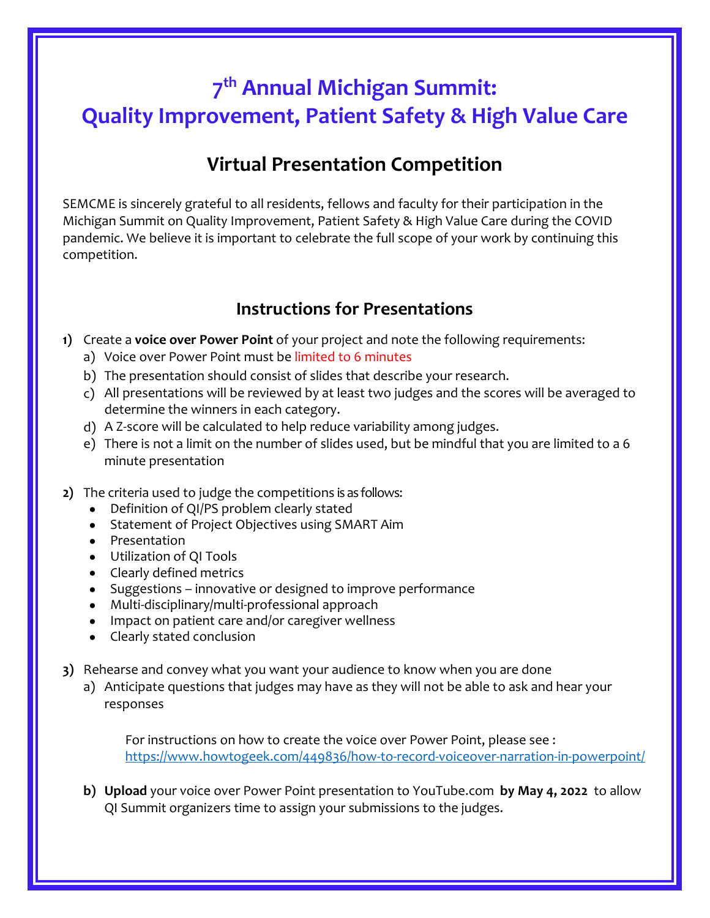# 7th Annual Michigan Summit: Quality Improvement, Patient Safety & High Value Care

## Virtual Presentation Competition

SEMCME is sincerely grateful to all residents, fellows and faculty for their participation in the Michigan Summit on Quality Improvement, Patient Safety & High Value Care during the COVID pandemic. We believe it is important to celebrate the full scope of your work by continuing this competition.

## Instructions for Presentations

**1)** Create a **voice over Power Point** of your project and note the following requirements:

a) Voice over Power Point must be limited to 6 minutes

b) The presentation should consist of slides that describe your research.

c) All presentations will be reviewed by at least two judges and the scores will be averaged to determine the winners in each category.

d) A Z-score will be calculated to help reduce variability among judges.

e) There is not a limit on the number of slides used, but be mindful that you are limited to a 6 minute presentation

**2)** The criteria used to judge the competitions is as follows:

- Definition of QI/PS problem clearly stated
- Statement of Project Objectives using SMART Aim
- Presentation
- Utilization of QI Tools
- Clearly defined metrics
- Suggestions – innovative or designed to improve performance
- Multi-disciplinary/multi-professional approach
- Impact on patient care and/or caregiver wellness
- Clearly stated conclusion

**3)** Rehearse and convey what you want your audience to know when you are done

a) Anticipate questions that judges may have as they will not be able to ask and hear your responses

For instructions on how to create the voice over Power Point, please see : https://www.howtogeek.com/449836/how-to-record-voiceover-narration-in-powerpoint/

**b) Upload** your voice over Power Point presentation to YouTube.com **by May 4, 2022** to allow QI Summit organizers time to assign your submissions to the judges.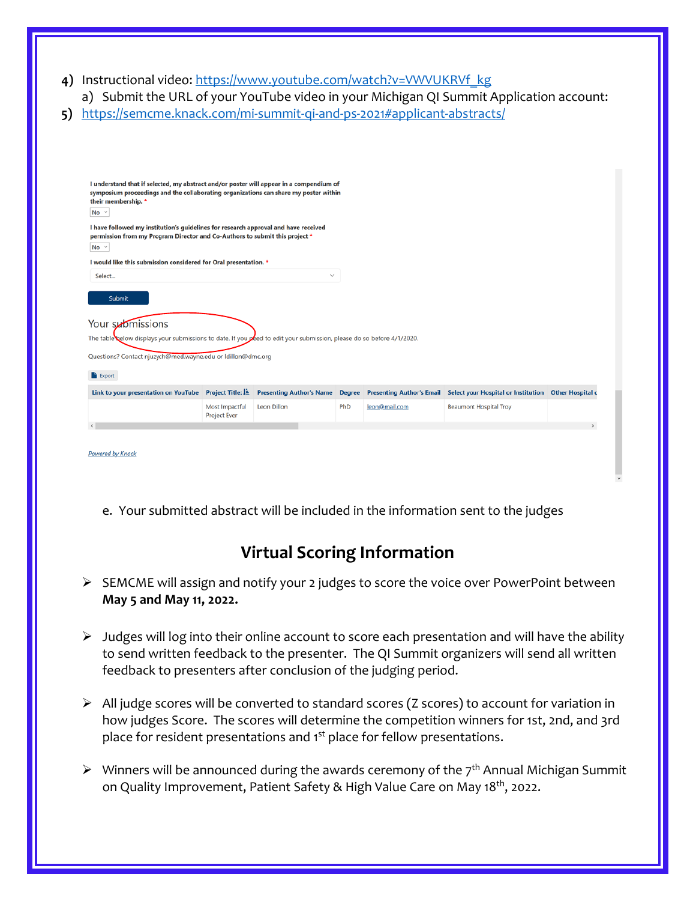4) Instructional video: https://www.youtube.com/watch?v=VWVUKRVf_kg
   a) Submit the URL of your YouTube video in your Michigan QI Summit Application account:
5) https://semcme.knack.com/mi-summit-qi-and-ps-2021#applicant-abstracts/

I understand that if selected, my abstract and/or poster will appear in a compendium of symposium proceedings and the collaborating organizations can share my poster within their membership. *

No

I have followed my institution's guidelines for research approval and have received permission from my Program Director and Co-Authors to submit this project *

No

I would like this submission considered for Oral presentation. *

Select...

Submit

Your submissions

The table below displays your submissions to date. If you need to edit your submission, please do so before 4/1/2020.

Questions? Contact njuzych@med.wayne.edu or ldillon@dmc.org

Export

| Link to your presentation on YouTube | Project Title: | Presenting Author's Name | Degree | Presenting Author's Email | Select your Hospital or Institution | Other Hospital c |
|---|---|---|---|---|---|---|
| | Most Impactful Project Ever | Leon Dillon | PhD | leon@mail.com | Beaumont Hospital Troy | |

Powered by Knack

e. Your submitted abstract will be included in the information sent to the judges

## Virtual Scoring Information

- SEMCME will assign and notify your 2 judges to score the voice over PowerPoint between **May 5 and May 11, 2022.**
- Judges will log into their online account to score each presentation and will have the ability to send written feedback to the presenter. The QI Summit organizers will send all written feedback to presenters after conclusion of the judging period.
- All judge scores will be converted to standard scores (Z scores) to account for variation in how judges Score. The scores will determine the competition winners for 1st, 2nd, and 3rd place for resident presentations and 1st place for fellow presentations.
- Winners will be announced during the awards ceremony of the 7th Annual Michigan Summit on Quality Improvement, Patient Safety & High Value Care on May 18th, 2022.